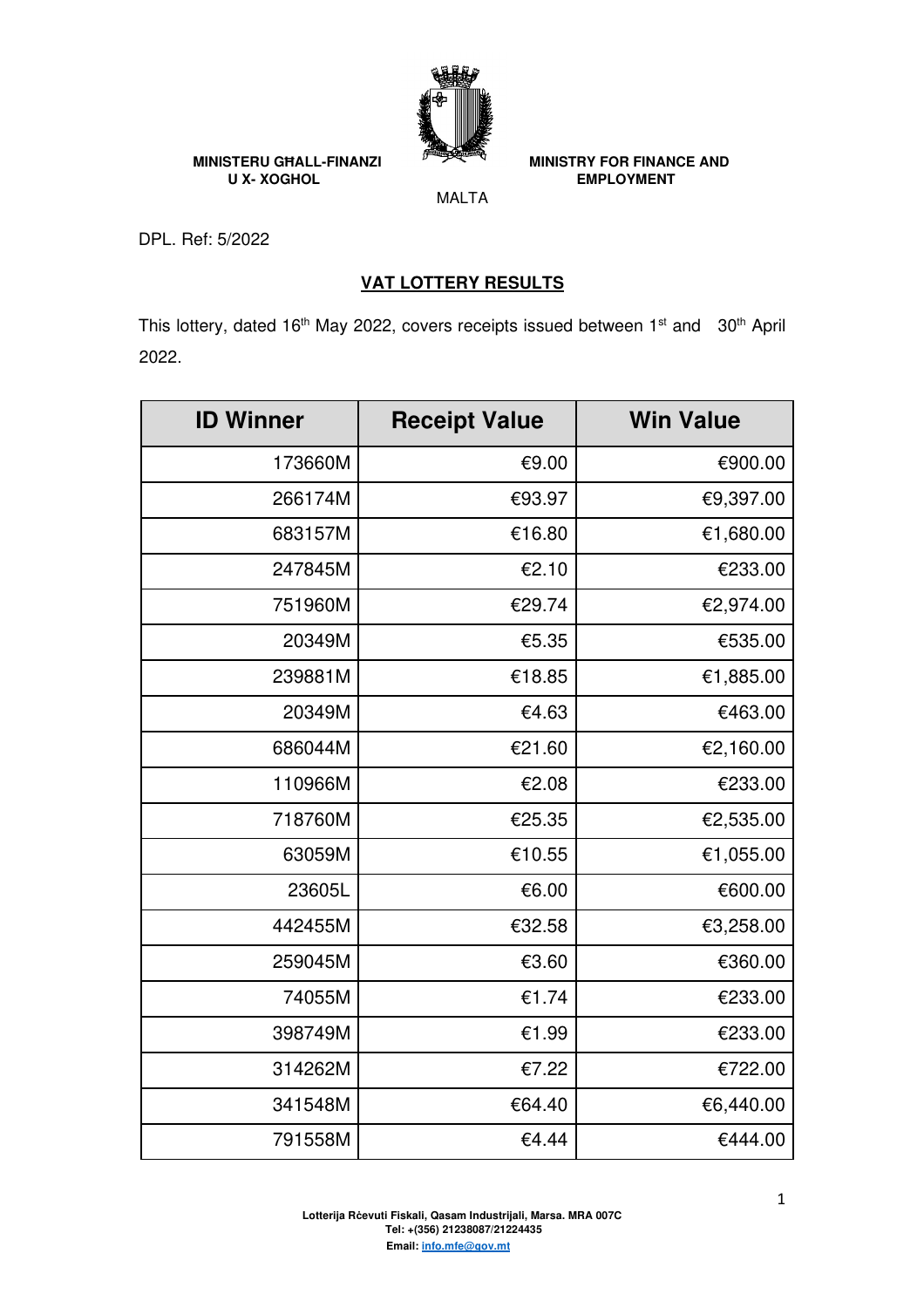**MINISTERU GĦALL-FINANZI U X- XOGĦOL**

**MINISTRY FOR FINANCE AND EMPLOYMENT**

MALTA

DPL. Ref: 5/2022

## VAT LOTTERY RESULTS

This lottery, dated 16th May 2022, covers receipts issued between 1st and 30th April 2022.

| ID Winner | Receipt Value | Win Value |
|---|---|---|
| 173660M | €9.00 | €900.00 |
| 266174M | €93.97 | €9,397.00 |
| 683157M | €16.80 | €1,680.00 |
| 247845M | €2.10 | €233.00 |
| 751960M | €29.74 | €2,974.00 |
| 20349M | €5.35 | €535.00 |
| 239881M | €18.85 | €1,885.00 |
| 20349M | €4.63 | €463.00 |
| 686044M | €21.60 | €2,160.00 |
| 110966M | €2.08 | €233.00 |
| 718760M | €25.35 | €2,535.00 |
| 63059M | €10.55 | €1,055.00 |
| 23605L | €6.00 | €600.00 |
| 442455M | €32.58 | €3,258.00 |
| 259045M | €3.60 | €360.00 |
| 74055M | €1.74 | €233.00 |
| 398749M | €1.99 | €233.00 |
| 314262M | €7.22 | €722.00 |
| 341548M | €64.40 | €6,440.00 |
| 791558M | €4.44 | €444.00 |

**Lotterija Rċevuti Fiskali, Qasam Industrijali, Marsa. MRA 007C**
**Tel: +(356) 21238087/21224435**
**Email: info.mfe@gov.mt**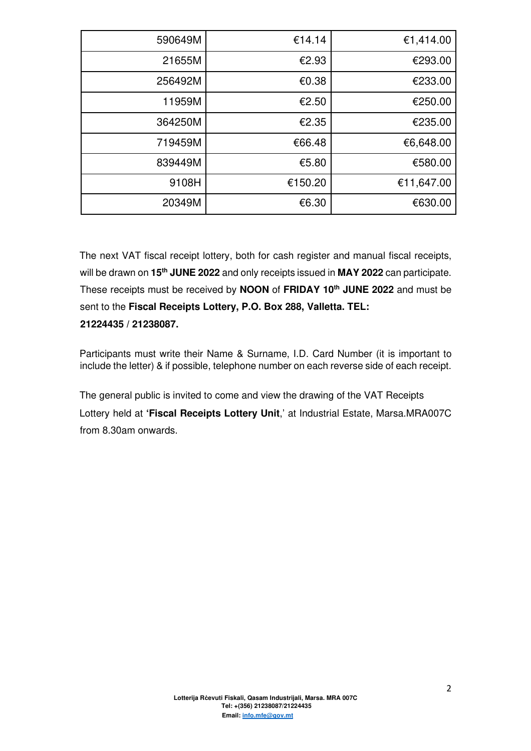| | | |
|---|---|---|
| 590649M | €14.14 | €1,414.00 |
| 21655M | €2.93 | €293.00 |
| 256492M | €0.38 | €233.00 |
| 11959M | €2.50 | €250.00 |
| 364250M | €2.35 | €235.00 |
| 719459M | €66.48 | €6,648.00 |
| 839449M | €5.80 | €580.00 |
| 9108H | €150.20 | €11,647.00 |
| 20349M | €6.30 | €630.00 |

The next VAT fiscal receipt lottery, both for cash register and manual fiscal receipts, will be drawn on **15th JUNE 2022** and only receipts issued in **MAY 2022** can participate. These receipts must be received by **NOON** of **FRIDAY 10th JUNE 2022** and must be sent to the **Fiscal Receipts Lottery, P.O. Box 288, Valletta. TEL: 21224435 / 21238087.**

Participants must write their Name & Surname, I.D. Card Number (it is important to include the letter) & if possible, telephone number on each reverse side of each receipt.

The general public is invited to come and view the drawing of the VAT Receipts Lottery held at **'Fiscal Receipts Lottery Unit**,' at Industrial Estate, Marsa.MRA007C from 8.30am onwards.

**Lotterija Rċevuti Fiskali, Qasam Industrijali, Marsa. MRA 007C**
**Tel: +(356) 21238087/21224435**
**Email: info.mfe@gov.mt**